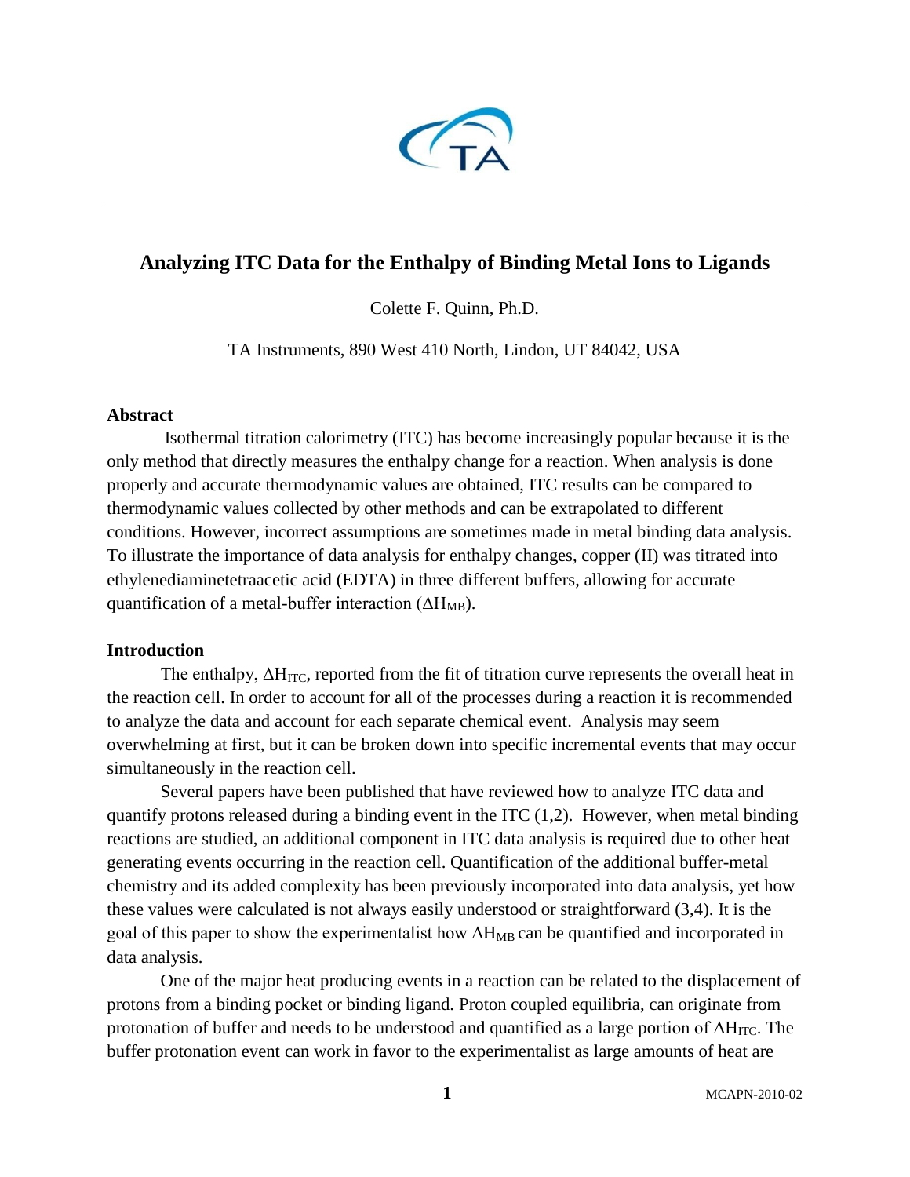# Analyzing ITC Data for the Enthalpy of Binding Metal Ions to Ligands

Colette F. Quinn, Ph.D.

TA Instruments, 890 West 410 North, Lindon, UT 84042, USA

## Abstract

Isothermal titration calorimetry (ITC) has become increasingly popular because it is the only method that directly measures the enthalpy change for a reaction. When analysis is done properly and accurate thermodynamic values are obtained, ITC results can be compared to thermodynamic values collected by other methods and can be extrapolated to different conditions. However, incorrect assumptions are sometimes made in metal binding data analysis. To illustrate the importance of data analysis for enthalpy changes, copper (II) was titrated into ethylenediaminetetraacetic acid (EDTA) in three different buffers, allowing for accurate quantification of a metal-buffer interaction ($\Delta H_{MB}$).

## Introduction

The enthalpy, $\Delta H_{ITC}$, reported from the fit of titration curve represents the overall heat in the reaction cell. In order to account for all of the processes during a reaction it is recommended to analyze the data and account for each separate chemical event. Analysis may seem overwhelming at first, but it can be broken down into specific incremental events that may occur simultaneously in the reaction cell.

Several papers have been published that have reviewed how to analyze ITC data and quantify protons released during a binding event in the ITC (1,2). However, when metal binding reactions are studied, an additional component in ITC data analysis is required due to other heat generating events occurring in the reaction cell. Quantification of the additional buffer-metal chemistry and its added complexity has been previously incorporated into data analysis, yet how these values were calculated is not always easily understood or straightforward (3,4). It is the goal of this paper to show the experimentalist how $\Delta H_{MB}$ can be quantified and incorporated in data analysis.

One of the major heat producing events in a reaction can be related to the displacement of protons from a binding pocket or binding ligand. Proton coupled equilibria, can originate from protonation of buffer and needs to be understood and quantified as a large portion of $\Delta H_{ITC}$. The buffer protonation event can work in favor to the experimentalist as large amounts of heat are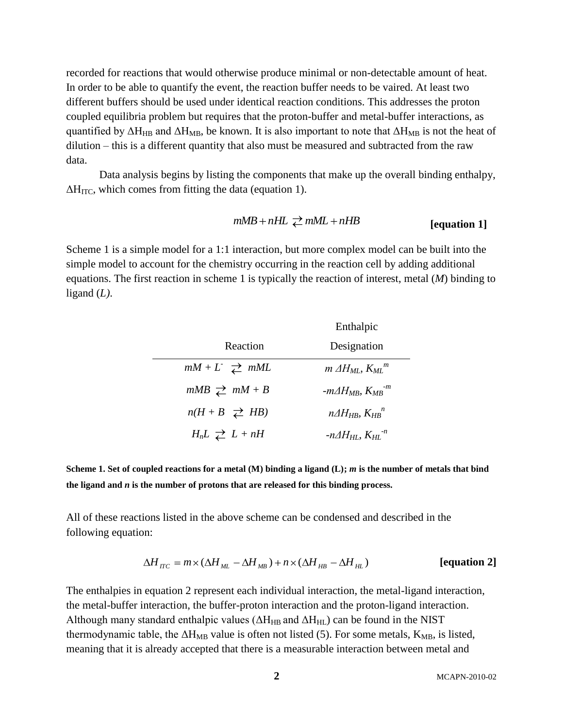recorded for reactions that would otherwise produce minimal or non-detectable amount of heat. In order to be able to quantify the event, the reaction buffer needs to be vaired. At least two different buffers should be used under identical reaction conditions. This addresses the proton coupled equilibria problem but requires that the proton-buffer and metal-buffer interactions, as quantified by $\Delta H_{HB}$ and $\Delta H_{MB}$, be known. It is also important to note that $\Delta H_{MB}$ is not the heat of dilution – this is a different quantity that also must be measured and subtracted from the raw data.

Data analysis begins by listing the components that make up the overall binding enthalpy, $\Delta H_{ITC}$, which comes from fitting the data (equation 1).

$$mMB + nHL \rightleftarrows mML + nHB \qquad \textbf{[equation 1]}$$

Scheme 1 is a simple model for a 1:1 interaction, but more complex model can be built into the simple model to account for the chemistry occurring in the reaction cell by adding additional equations. The first reaction in scheme 1 is typically the reaction of interest, metal (*M*) binding to ligand (*L*).

| Reaction | Enthalpic Designation |
|---|---|
| $mM + L^{-} \rightleftarrows mML$ | $m\ \Delta H_{ML},\ K_{ML}^{m}$ |
| $mMB \rightleftarrows mM + B$ | $-m\Delta H_{MB},\ K_{MB}^{-m}$ |
| $n(H + B \rightleftarrows HB)$ | $n\Delta H_{HB},\ K_{HB}^{n}$ |
| $H_nL \rightleftarrows L + nH$ | $-n\Delta H_{HL},\ K_{HL}^{-n}$ |

**Scheme 1. Set of coupled reactions for a metal (M) binding a ligand (L); *m* is the number of metals that bind the ligand and *n* is the number of protons that are released for this binding process.**

All of these reactions listed in the above scheme can be condensed and described in the following equation:

$$\Delta H_{ITC} = m \times (\Delta H_{ML} - \Delta H_{MB}) + n \times (\Delta H_{HB} - \Delta H_{HL}) \qquad \textbf{[equation 2]}$$

The enthalpies in equation 2 represent each individual interaction, the metal-ligand interaction, the metal-buffer interaction, the buffer-proton interaction and the proton-ligand interaction. Although many standard enthalpic values ($\Delta H_{HB}$ and $\Delta H_{HL}$) can be found in the NIST thermodynamic table, the $\Delta H_{MB}$ value is often not listed (5). For some metals, $K_{MB}$, is listed, meaning that it is already accepted that there is a measurable interaction between metal and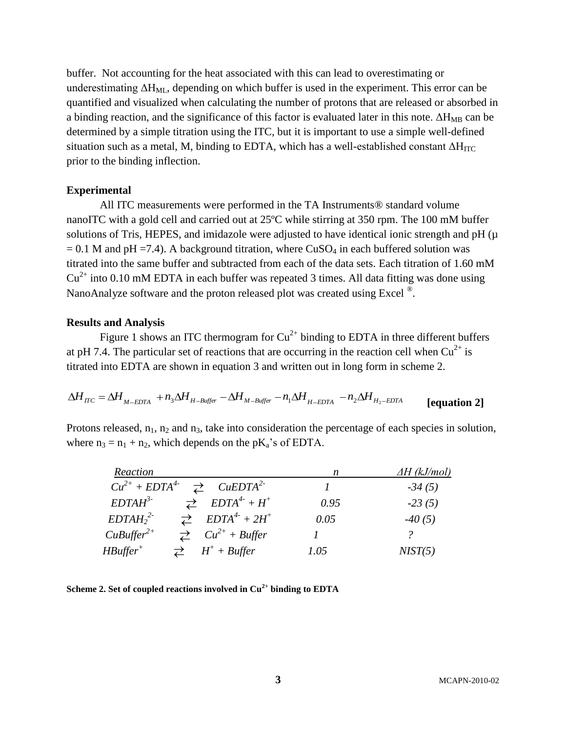buffer. Not accounting for the heat associated with this can lead to overestimating or underestimating $\Delta H_{ML}$, depending on which buffer is used in the experiment. This error can be quantified and visualized when calculating the number of protons that are released or absorbed in a binding reaction, and the significance of this factor is evaluated later in this note. $\Delta H_{MB}$ can be determined by a simple titration using the ITC, but it is important to use a simple well-defined situation such as a metal, M, binding to EDTA, which has a well-established constant $\Delta H_{ITC}$ prior to the binding inflection.

## Experimental

All ITC measurements were performed in the TA Instruments® standard volume nanoITC with a gold cell and carried out at 25ºC while stirring at 350 rpm. The 100 mM buffer solutions of Tris, HEPES, and imidazole were adjusted to have identical ionic strength and pH ($\mu = 0.1$ M and pH =7.4). A background titration, where $CuSO_4$ in each buffered solution was titrated into the same buffer and subtracted from each of the data sets. Each titration of 1.60 mM $Cu^{2+}$ into 0.10 mM EDTA in each buffer was repeated 3 times. All data fitting was done using NanoAnalyze software and the proton released plot was created using Excel ®.

## Results and Analysis

Figure 1 shows an ITC thermogram for $Cu^{2+}$ binding to EDTA in three different buffers at pH 7.4. The particular set of reactions that are occurring in the reaction cell when $Cu^{2+}$ is titrated into EDTA are shown in equation 3 and written out in long form in scheme 2.

$$\Delta H_{ITC} = \Delta H_{M-EDTA} + n_3 \Delta H_{H-Buffer} - \Delta H_{M-Buffer} - n_1 \Delta H_{H-EDTA} - n_2 \Delta H_{H_2-EDTA} \quad \textbf{[equation 2]}$$

Protons released, $n_1$, $n_2$ and $n_3$, take into consideration the percentage of each species in solution, where $n_3 = n_1 + n_2$, which depends on the $pK_a$'s of EDTA.

| *Reaction* | *n* | *ΔH (kJ/mol)* |
|---|---|---|
| $Cu^{2+} + EDTA^{4-} \rightleftarrows CuEDTA^{2-}$ | *1* | *-34 (5)* |
| $EDTAH^{3-} \rightleftarrows EDTA^{4-} + H^{+}$ | *0.95* | *-23 (5)* |
| $EDTAH_2^{2-} \rightleftarrows EDTA^{4-} + 2H^{+}$ | *0.05* | *-40 (5)* |
| $CuBuffer^{2+} \rightleftarrows Cu^{2+} + Buffer$ | *1* | *?* |
| $HBuffer^{+} \rightleftarrows H^{+} + Buffer$ | *1.05* | *NIST(5)* |

**Scheme 2. Set of coupled reactions involved in $Cu^{2+}$ binding to EDTA**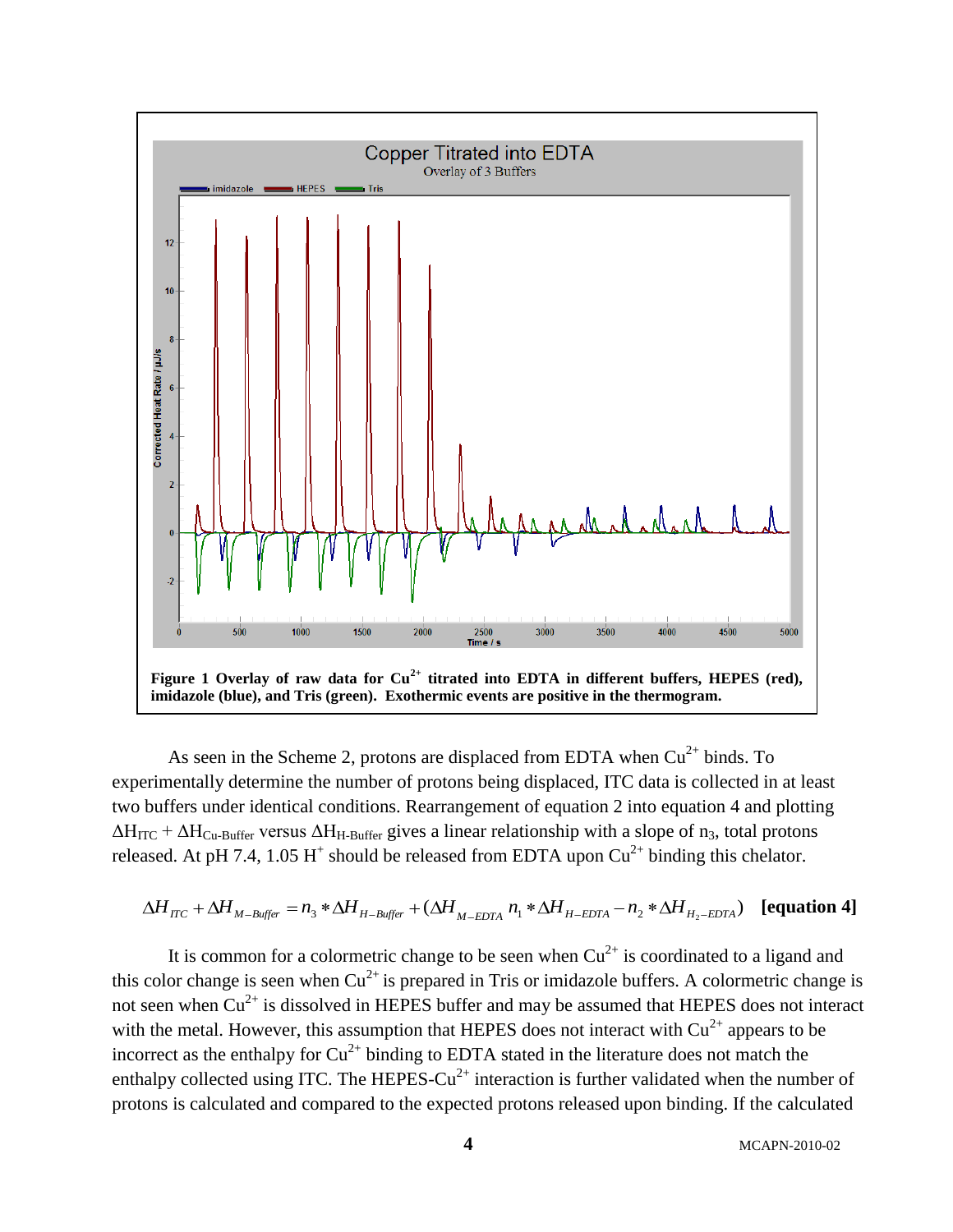**Figure 1 Overlay of raw data for $Cu^{2+}$ titrated into EDTA in different buffers, HEPES (red), imidazole (blue), and Tris (green). Exothermic events are positive in the thermogram.**

As seen in the Scheme 2, protons are displaced from EDTA when $Cu^{2+}$ binds. To experimentally determine the number of protons being displaced, ITC data is collected in at least two buffers under identical conditions. Rearrangement of equation 2 into equation 4 and plotting $\Delta H_{ITC} + \Delta H_{Cu\text{-}Buffer}$ versus $\Delta H_{H\text{-}Buffer}$ gives a linear relationship with a slope of $n_3$, total protons released. At pH 7.4, 1.05 $H^+$ should be released from EDTA upon $Cu^{2+}$ binding this chelator.

$$\Delta H_{ITC} + \Delta H_{M-Buffer} = n_3 * \Delta H_{H-Buffer} + (\Delta H_{M-EDTA}\ n_1 * \Delta H_{H-EDTA} - n_2 * \Delta H_{H_2-EDTA}) \quad \textbf{[equation 4]}$$

It is common for a colormetric change to be seen when $Cu^{2+}$ is coordinated to a ligand and this color change is seen when $Cu^{2+}$ is prepared in Tris or imidazole buffers. A colormetric change is not seen when $Cu^{2+}$ is dissolved in HEPES buffer and may be assumed that HEPES does not interact with the metal. However, this assumption that HEPES does not interact with $Cu^{2+}$ appears to be incorrect as the enthalpy for $Cu^{2+}$ binding to EDTA stated in the literature does not match the enthalpy collected using ITC. The HEPES-$Cu^{2+}$ interaction is further validated when the number of protons is calculated and compared to the expected protons released upon binding. If the calculated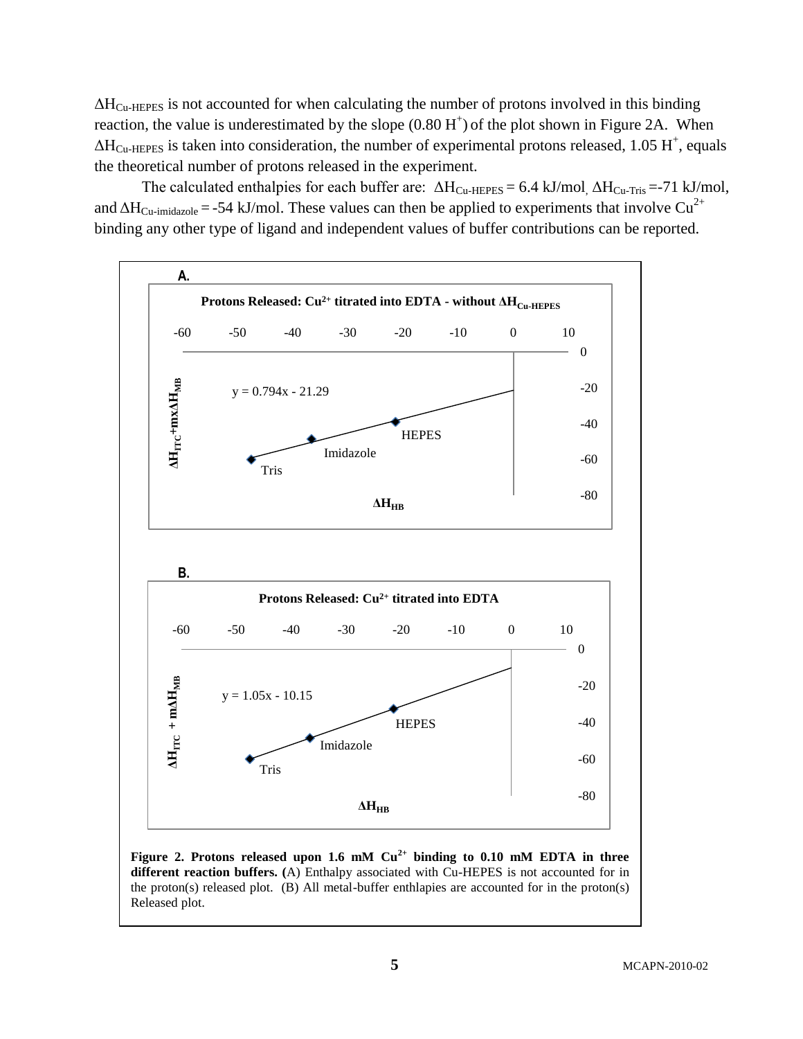$\Delta H_{Cu\text{-}HEPES}$ is not accounted for when calculating the number of protons involved in this binding reaction, the value is underestimated by the slope (0.80 $H^+$) of the plot shown in Figure 2A. When $\Delta H_{Cu\text{-}HEPES}$ is taken into consideration, the number of experimental protons released, 1.05 $H^+$, equals the theoretical number of protons released in the experiment.

The calculated enthalpies for each buffer are: $\Delta H_{Cu\text{-}HEPES}$ = 6.4 kJ/mol, $\Delta H_{Cu\text{-}Tris}$ =-71 kJ/mol, and $\Delta H_{Cu\text{-}imidazole}$ = -54 kJ/mol. These values can then be applied to experiments that involve $Cu^{2+}$ binding any other type of ligand and independent values of buffer contributions can be reported.

**A.**

Protons Released: $Cu^{2+}$ titrated into EDTA - without $\Delta H_{Cu\text{-}HEPES}$

$y = 0.794x - 21.29$

(x-axis: $\Delta H_{HB}$; y-axis: $\Delta H_{ITC}+m\times\Delta H_{MB}$; points: Tris, Imidazole, HEPES)

**B.**

Protons Released: $Cu^{2+}$ titrated into EDTA

$y = 1.05x - 10.15$

(x-axis: $\Delta H_{HB}$; y-axis: $\Delta H_{ITC} + m\Delta H_{MB}$; points: Tris, Imidazole, HEPES)

**Figure 2. Protons released upon 1.6 mM $Cu^{2+}$ binding to 0.10 mM EDTA in three different reaction buffers. (**A) Enthalpy associated with Cu-HEPES is not accounted for in the proton(s) released plot. (B) All metal-buffer enthlapies are accounted for in the proton(s) Released plot.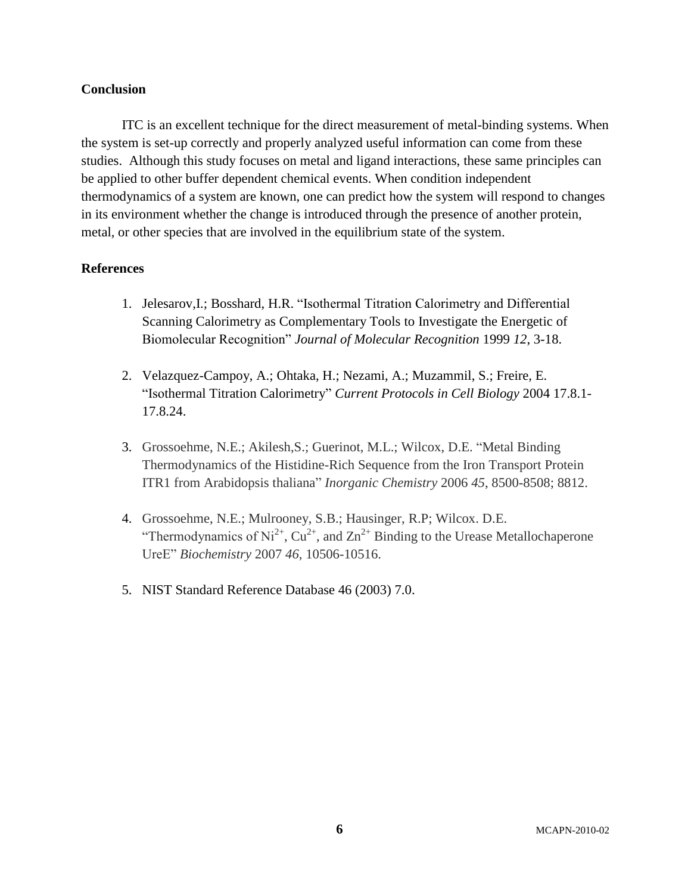## Conclusion

ITC is an excellent technique for the direct measurement of metal-binding systems. When the system is set-up correctly and properly analyzed useful information can come from these studies. Although this study focuses on metal and ligand interactions, these same principles can be applied to other buffer dependent chemical events. When condition independent thermodynamics of a system are known, one can predict how the system will respond to changes in its environment whether the change is introduced through the presence of another protein, metal, or other species that are involved in the equilibrium state of the system.

## References

1. Jelesarov,I.; Bosshard, H.R. "Isothermal Titration Calorimetry and Differential Scanning Calorimetry as Complementary Tools to Investigate the Energetic of Biomolecular Recognition" *Journal of Molecular Recognition* 1999 *12*, 3-18.

2. Velazquez-Campoy, A.; Ohtaka, H.; Nezami, A.; Muzammil, S.; Freire, E. "Isothermal Titration Calorimetry" *Current Protocols in Cell Biology* 2004 17.8.1-17.8.24.

3. Grossoehme, N.E.; Akilesh,S.; Guerinot, M.L.; Wilcox, D.E. "Metal Binding Thermodynamics of the Histidine-Rich Sequence from the Iron Transport Protein ITR1 from Arabidopsis thaliana" *Inorganic Chemistry* 2006 *45*, 8500-8508; 8812.

4. Grossoehme, N.E.; Mulrooney, S.B.; Hausinger, R.P; Wilcox. D.E. "Thermodynamics of $Ni^{2+}$, $Cu^{2+}$, and $Zn^{2+}$ Binding to the Urease Metallochaperone UreE" *Biochemistry* 2007 *46,* 10506-10516.

5. NIST Standard Reference Database 46 (2003) 7.0.